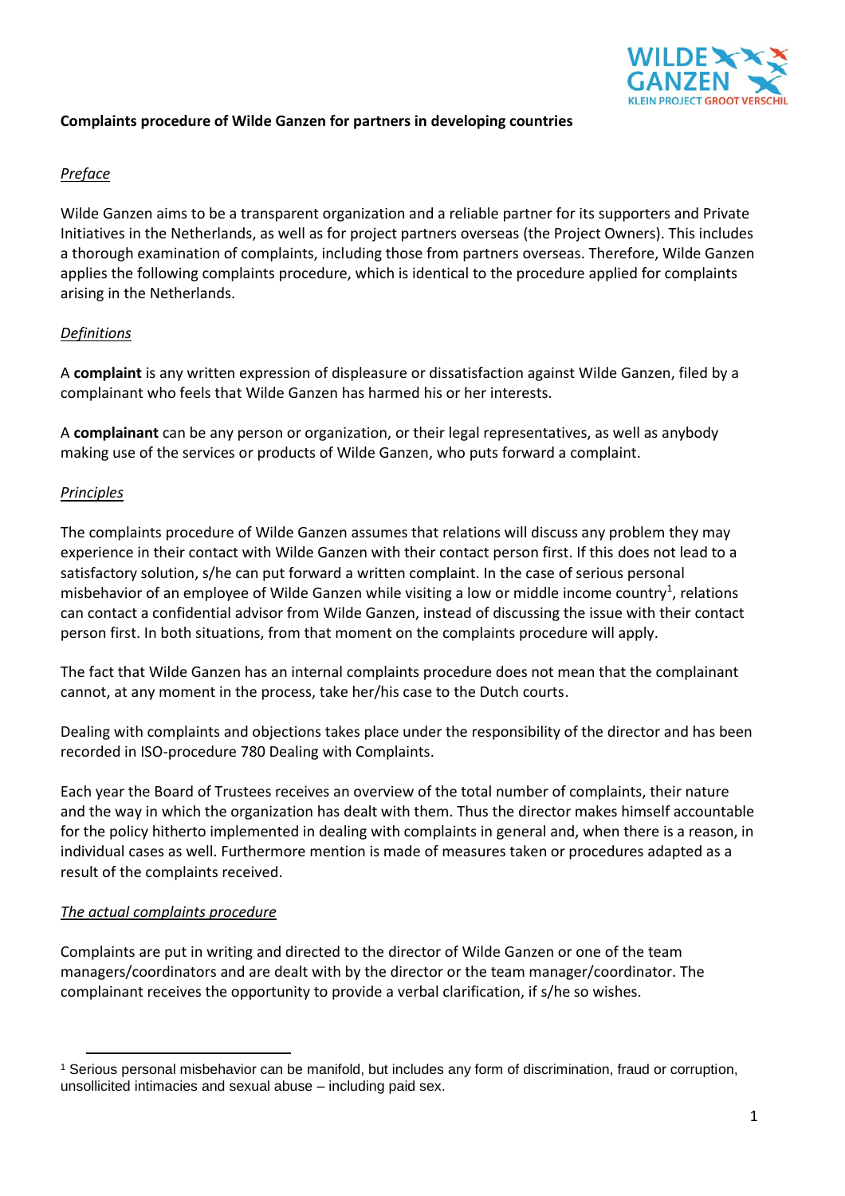**Complaints procedure of Wilde Ganzen for partners in developing countries**

*Preface*

Wilde Ganzen aims to be a transparent organization and a reliable partner for its supporters and Private Initiatives in the Netherlands, as well as for project partners overseas (the Project Owners). This includes a thorough examination of complaints, including those from partners overseas. Therefore, Wilde Ganzen applies the following complaints procedure, which is identical to the procedure applied for complaints arising in the Netherlands.

*Definitions*

A **complaint** is any written expression of displeasure or dissatisfaction against Wilde Ganzen, filed by a complainant who feels that Wilde Ganzen has harmed his or her interests.

A **complainant** can be any person or organization, or their legal representatives, as well as anybody making use of the services or products of Wilde Ganzen, who puts forward a complaint.

*Principles*

The complaints procedure of Wilde Ganzen assumes that relations will discuss any problem they may experience in their contact with Wilde Ganzen with their contact person first. If this does not lead to a satisfactory solution, s/he can put forward a written complaint. In the case of serious personal misbehavior of an employee of Wilde Ganzen while visiting a low or middle income country[1], relations can contact a confidential advisor from Wilde Ganzen, instead of discussing the issue with their contact person first. In both situations, from that moment on the complaints procedure will apply.

The fact that Wilde Ganzen has an internal complaints procedure does not mean that the complainant cannot, at any moment in the process, take her/his case to the Dutch courts.

Dealing with complaints and objections takes place under the responsibility of the director and has been recorded in ISO-procedure 780 Dealing with Complaints.

Each year the Board of Trustees receives an overview of the total number of complaints, their nature and the way in which the organization has dealt with them. Thus the director makes himself accountable for the policy hitherto implemented in dealing with complaints in general and, when there is a reason, in individual cases as well. Furthermore mention is made of measures taken or procedures adapted as a result of the complaints received.

*The actual complaints procedure*

Complaints are put in writing and directed to the director of Wilde Ganzen or one of the team managers/coordinators and are dealt with by the director or the team manager/coordinator. The complainant receives the opportunity to provide a verbal clarification, if s/he so wishes.

---

[1] Serious personal misbehavior can be manifold, but includes any form of discrimination, fraud or corruption, unsollicited intimacies and sexual abuse – including paid sex.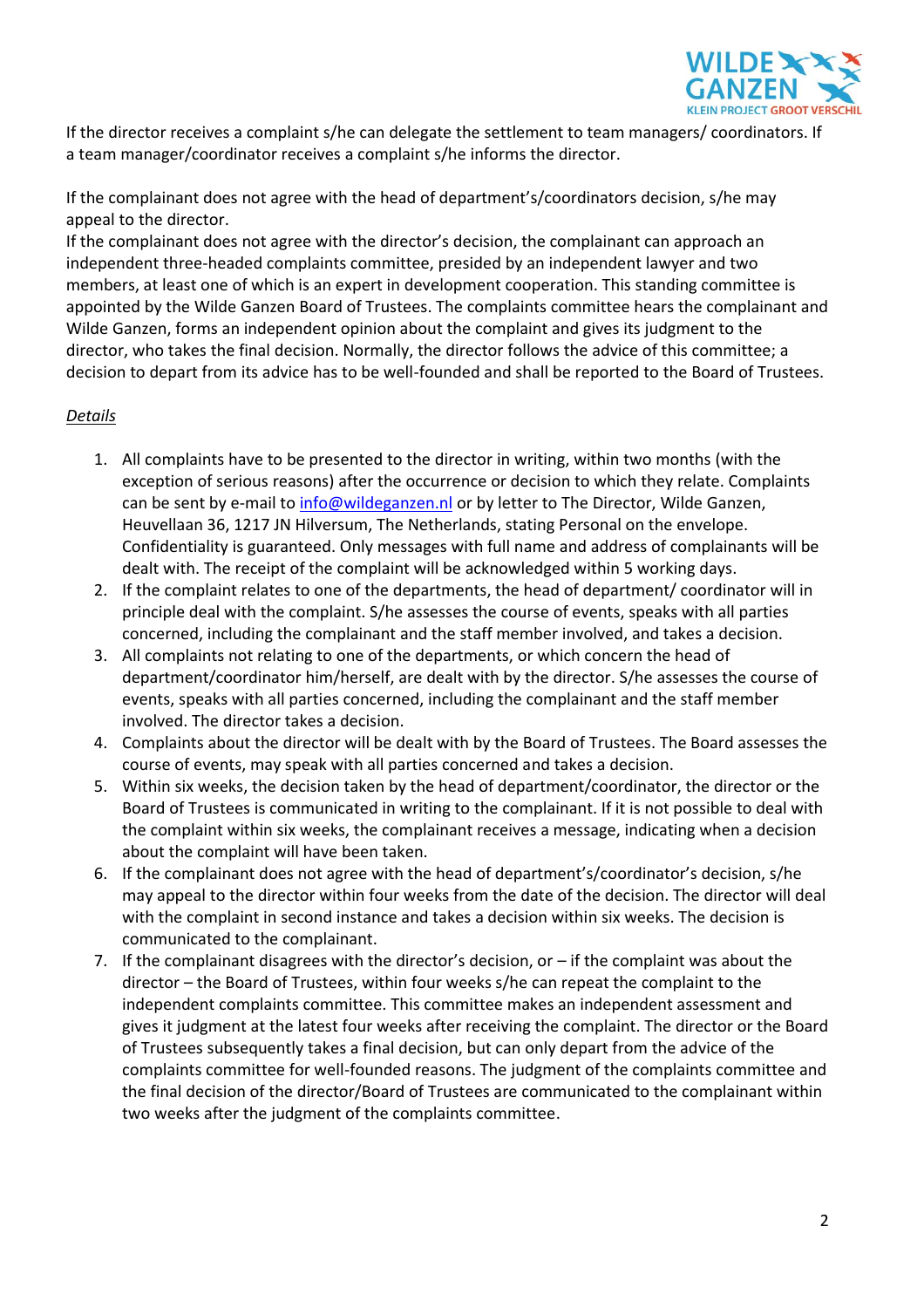If the director receives a complaint s/he can delegate the settlement to team managers/ coordinators. If a team manager/coordinator receives a complaint s/he informs the director.

If the complainant does not agree with the head of department's/coordinators decision, s/he may appeal to the director.
If the complainant does not agree with the director's decision, the complainant can approach an independent three-headed complaints committee, presided by an independent lawyer and two members, at least one of which is an expert in development cooperation. This standing committee is appointed by the Wilde Ganzen Board of Trustees. The complaints committee hears the complainant and Wilde Ganzen, forms an independent opinion about the complaint and gives its judgment to the director, who takes the final decision. Normally, the director follows the advice of this committee; a decision to depart from its advice has to be well-founded and shall be reported to the Board of Trustees.

_Details_

1. All complaints have to be presented to the director in writing, within two months (with the exception of serious reasons) after the occurrence or decision to which they relate. Complaints can be sent by e-mail to info@wildeganzen.nl or by letter to The Director, Wilde Ganzen, Heuvellaan 36, 1217 JN Hilversum, The Netherlands, stating Personal on the envelope. Confidentiality is guaranteed. Only messages with full name and address of complainants will be dealt with. The receipt of the complaint will be acknowledged within 5 working days.
2. If the complaint relates to one of the departments, the head of department/ coordinator will in principle deal with the complaint. S/he assesses the course of events, speaks with all parties concerned, including the complainant and the staff member involved, and takes a decision.
3. All complaints not relating to one of the departments, or which concern the head of department/coordinator him/herself, are dealt with by the director. S/he assesses the course of events, speaks with all parties concerned, including the complainant and the staff member involved. The director takes a decision.
4. Complaints about the director will be dealt with by the Board of Trustees. The Board assesses the course of events, may speak with all parties concerned and takes a decision.
5. Within six weeks, the decision taken by the head of department/coordinator, the director or the Board of Trustees is communicated in writing to the complainant. If it is not possible to deal with the complaint within six weeks, the complainant receives a message, indicating when a decision about the complaint will have been taken.
6. If the complainant does not agree with the head of department's/coordinator's decision, s/he may appeal to the director within four weeks from the date of the decision. The director will deal with the complaint in second instance and takes a decision within six weeks. The decision is communicated to the complainant.
7. If the complainant disagrees with the director's decision, or – if the complaint was about the director – the Board of Trustees, within four weeks s/he can repeat the complaint to the independent complaints committee. This committee makes an independent assessment and gives it judgment at the latest four weeks after receiving the complaint. The director or the Board of Trustees subsequently takes a final decision, but can only depart from the advice of the complaints committee for well-founded reasons. The judgment of the complaints committee and the final decision of the director/Board of Trustees are communicated to the complainant within two weeks after the judgment of the complaints committee.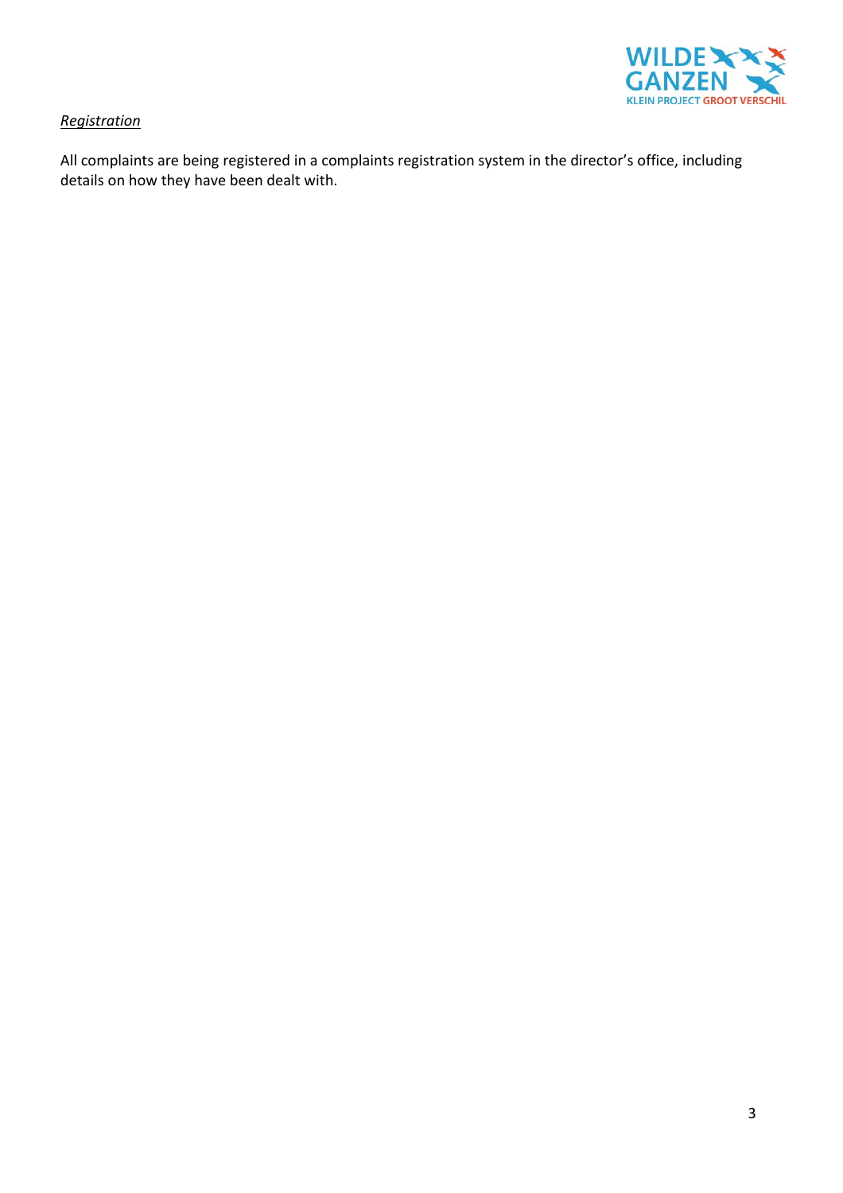*Registration*

All complaints are being registered in a complaints registration system in the director's office, including details on how they have been dealt with.